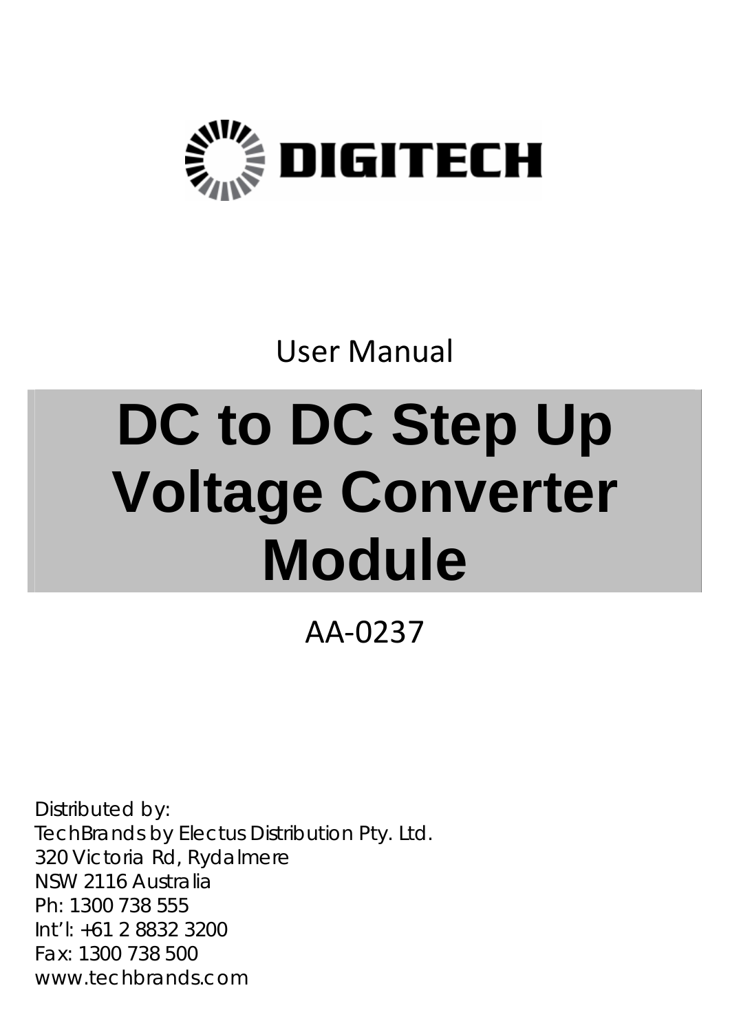DIGITECH

User Manual

# DC to DC Step Up Voltage Converter Module

AA-0237

Distributed by:
TechBrands by Electus Distribution Pty. Ltd.
320 Victoria Rd, Rydalmere
NSW 2116 Australia
Ph: 1300 738 555
Int'l: +61 2 8832 3200
Fax: 1300 738 500
www.techbrands.com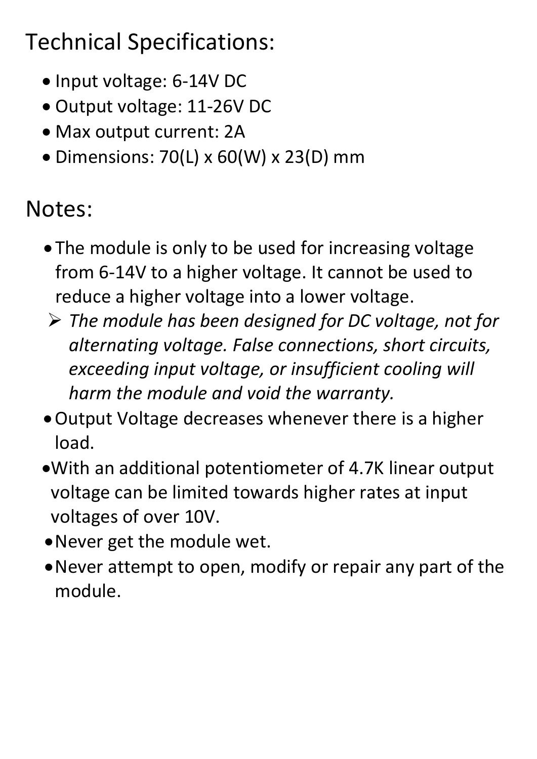## Technical Specifications:

- Input voltage: 6-14V DC
- Output voltage: 11-26V DC
- Max output current: 2A
- Dimensions: 70(L) x 60(W) x 23(D) mm

## Notes:

- The module is only to be used for increasing voltage from 6-14V to a higher voltage. It cannot be used to reduce a higher voltage into a lower voltage.
  - *The module has been designed for DC voltage, not for alternating voltage. False connections, short circuits, exceeding input voltage, or insufficient cooling will harm the module and void the warranty.*
- Output Voltage decreases whenever there is a higher load.
- With an additional potentiometer of 4.7K linear output voltage can be limited towards higher rates at input voltages of over 10V.
- Never get the module wet.
- Never attempt to open, modify or repair any part of the module.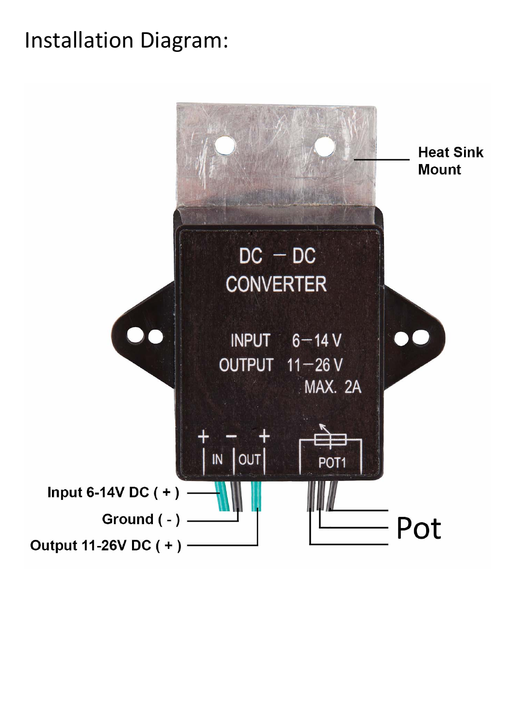# Installation Diagram:

DC – DC
CONVERTER

INPUT 6–14 V
OUTPUT 11–26 V
MAX. 2A

+ – + IN OUT POT1

Heat Sink Mount

Input 6-14V DC ( + )

Ground ( - )

Output 11-26V DC ( + )

Pot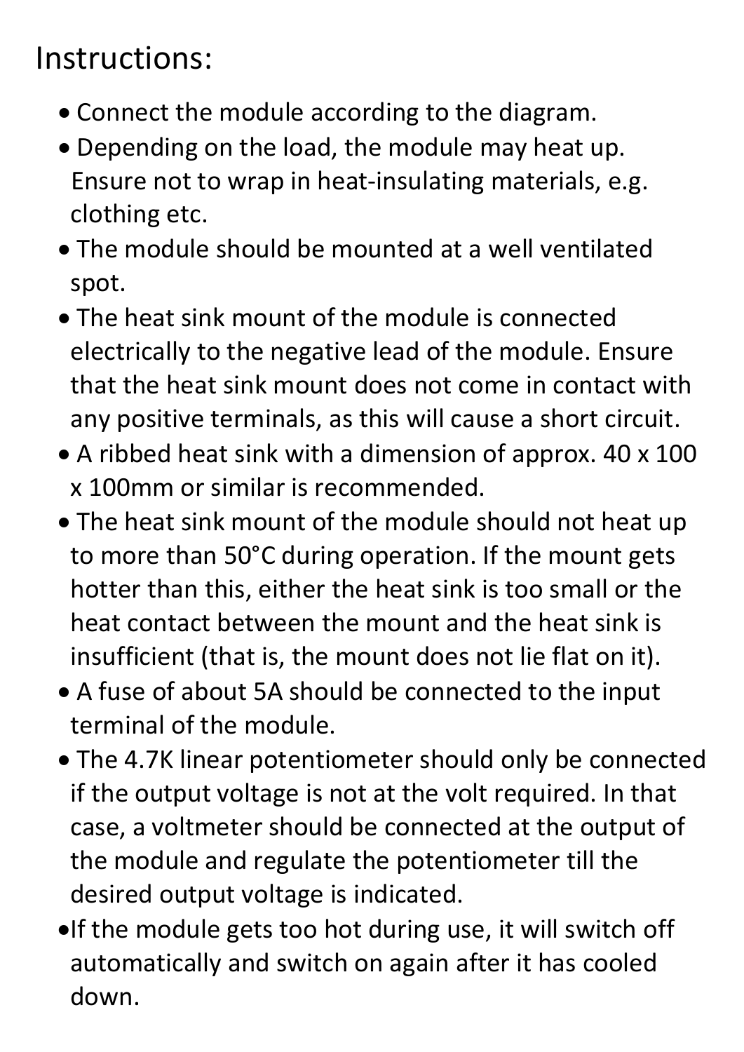# Instructions:

- Connect the module according to the diagram.
- Depending on the load, the module may heat up. Ensure not to wrap in heat-insulating materials, e.g. clothing etc.
- The module should be mounted at a well ventilated spot.
- The heat sink mount of the module is connected electrically to the negative lead of the module. Ensure that the heat sink mount does not come in contact with any positive terminals, as this will cause a short circuit.
- A ribbed heat sink with a dimension of approx. 40 x 100 x 100mm or similar is recommended.
- The heat sink mount of the module should not heat up to more than 50°C during operation. If the mount gets hotter than this, either the heat sink is too small or the heat contact between the mount and the heat sink is insufficient (that is, the mount does not lie flat on it).
- A fuse of about 5A should be connected to the input terminal of the module.
- The 4.7K linear potentiometer should only be connected if the output voltage is not at the volt required. In that case, a voltmeter should be connected at the output of the module and regulate the potentiometer till the desired output voltage is indicated.
- If the module gets too hot during use, it will switch off automatically and switch on again after it has cooled down.